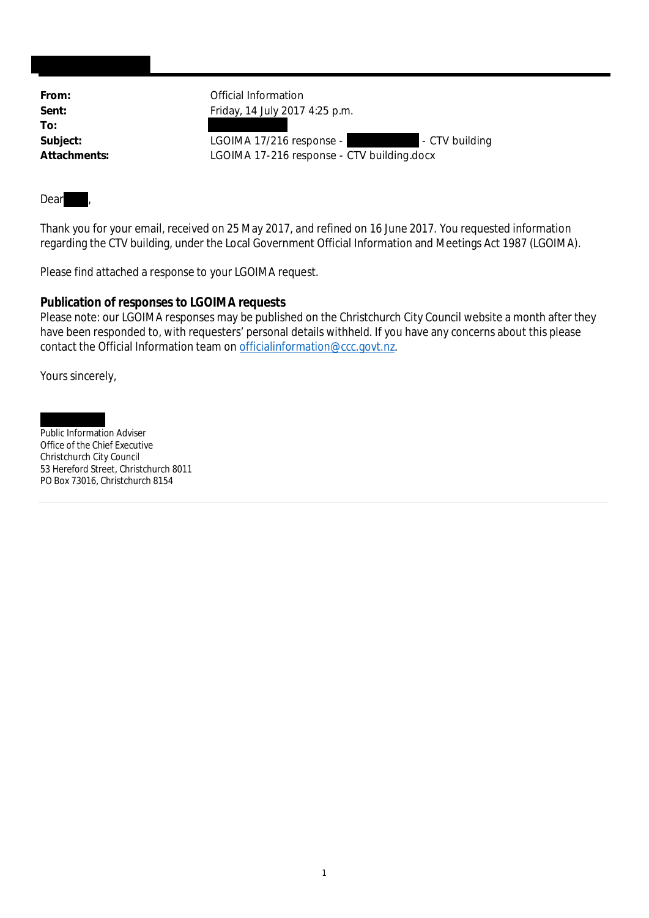| | |
|---|---|
| **From:** | Official Information |
| **Sent:** | Friday, 14 July 2017 4:25 p.m. |
| **To:** | |
| **Subject:** | LGOIMA 17/216 response - - CTV building |
| **Attachments:** | LGOIMA 17-216 response - CTV building.docx |

Dear ,

Thank you for your email, received on 25 May 2017, and refined on 16 June 2017. You requested information regarding the CTV building, under the Local Government Official Information and Meetings Act 1987 (LGOIMA).

Please find attached a response to your LGOIMA request.

**Publication of responses to LGOIMA requests**

Please note: our LGOIMA responses may be published on the Christchurch City Council website a month after they have been responded to, with requesters' personal details withheld. If you have any concerns about this please contact the Official Information team on officialinformation@ccc.govt.nz.

Yours sincerely,

Public Information Adviser
Office of the Chief Executive
Christchurch City Council
53 Hereford Street, Christchurch 8011
PO Box 73016, Christchurch 8154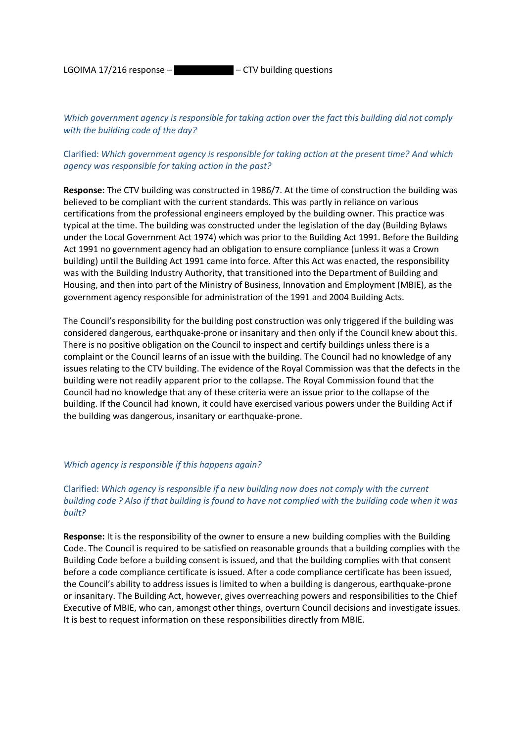LGOIMA 17/216 response – ██████████ – CTV building questions

*Which government agency is responsible for taking action over the fact this building did not comply with the building code of the day?*

Clarified: *Which government agency is responsible for taking action at the present time? And which agency was responsible for taking action in the past?*

**Response:** The CTV building was constructed in 1986/7. At the time of construction the building was believed to be compliant with the current standards. This was partly in reliance on various certifications from the professional engineers employed by the building owner. This practice was typical at the time. The building was constructed under the legislation of the day (Building Bylaws under the Local Government Act 1974) which was prior to the Building Act 1991. Before the Building Act 1991 no government agency had an obligation to ensure compliance (unless it was a Crown building) until the Building Act 1991 came into force. After this Act was enacted, the responsibility was with the Building Industry Authority, that transitioned into the Department of Building and Housing, and then into part of the Ministry of Business, Innovation and Employment (MBIE), as the government agency responsible for administration of the 1991 and 2004 Building Acts.

The Council's responsibility for the building post construction was only triggered if the building was considered dangerous, earthquake-prone or insanitary and then only if the Council knew about this. There is no positive obligation on the Council to inspect and certify buildings unless there is a complaint or the Council learns of an issue with the building. The Council had no knowledge of any issues relating to the CTV building. The evidence of the Royal Commission was that the defects in the building were not readily apparent prior to the collapse. The Royal Commission found that the Council had no knowledge that any of these criteria were an issue prior to the collapse of the building. If the Council had known, it could have exercised various powers under the Building Act if the building was dangerous, insanitary or earthquake-prone.

*Which agency is responsible if this happens again?*

Clarified: *Which agency is responsible if a new building now does not comply with the current building code ? Also if that building is found to have not complied with the building code when it was built?*

**Response:** It is the responsibility of the owner to ensure a new building complies with the Building Code. The Council is required to be satisfied on reasonable grounds that a building complies with the Building Code before a building consent is issued, and that the building complies with that consent before a code compliance certificate is issued. After a code compliance certificate has been issued, the Council's ability to address issues is limited to when a building is dangerous, earthquake-prone or insanitary. The Building Act, however, gives overreaching powers and responsibilities to the Chief Executive of MBIE, who can, amongst other things, overturn Council decisions and investigate issues. It is best to request information on these responsibilities directly from MBIE.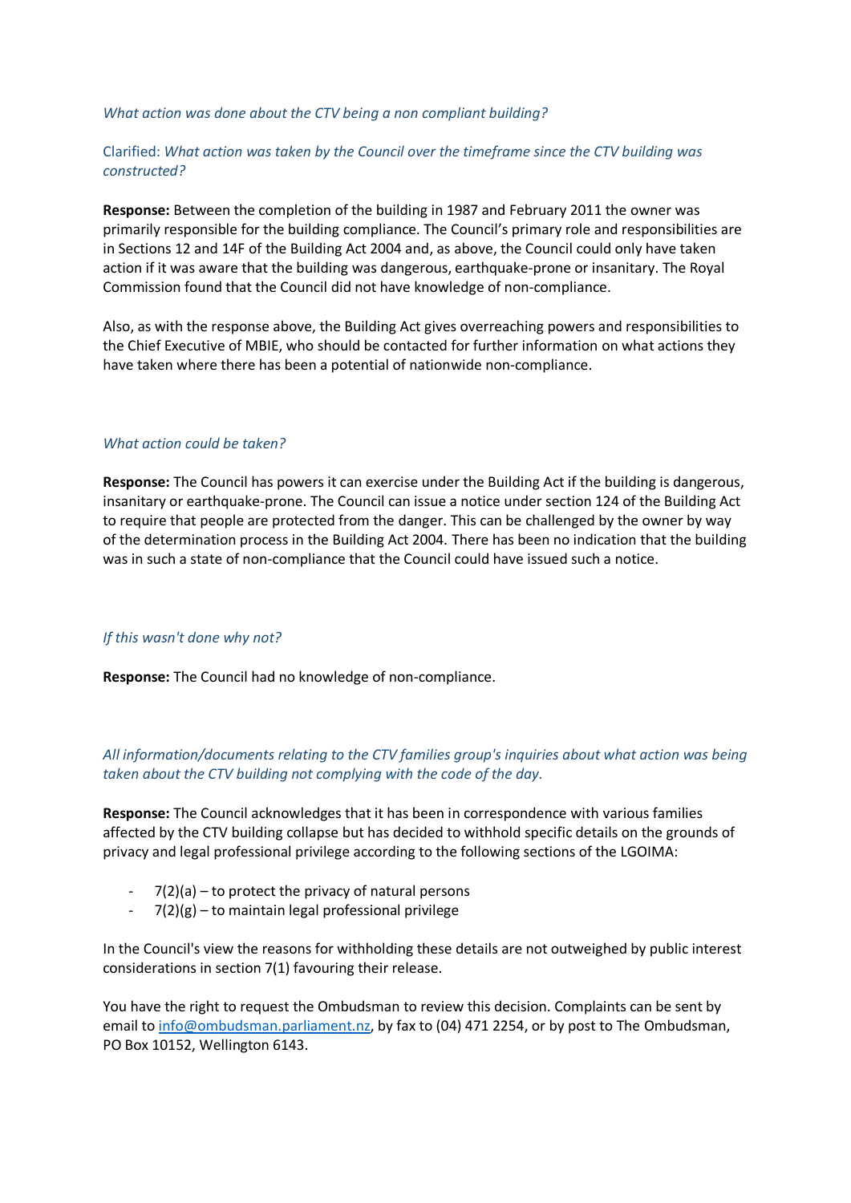*What action was done about the CTV being a non compliant building?*

Clarified: *What action was taken by the Council over the timeframe since the CTV building was constructed?*

**Response:** Between the completion of the building in 1987 and February 2011 the owner was primarily responsible for the building compliance. The Council's primary role and responsibilities are in Sections 12 and 14F of the Building Act 2004 and, as above, the Council could only have taken action if it was aware that the building was dangerous, earthquake-prone or insanitary. The Royal Commission found that the Council did not have knowledge of non-compliance.

Also, as with the response above, the Building Act gives overreaching powers and responsibilities to the Chief Executive of MBIE, who should be contacted for further information on what actions they have taken where there has been a potential of nationwide non-compliance.

*What action could be taken?*

**Response:** The Council has powers it can exercise under the Building Act if the building is dangerous, insanitary or earthquake-prone. The Council can issue a notice under section 124 of the Building Act to require that people are protected from the danger. This can be challenged by the owner by way of the determination process in the Building Act 2004. There has been no indication that the building was in such a state of non-compliance that the Council could have issued such a notice.

*If this wasn't done why not?*

**Response:** The Council had no knowledge of non-compliance.

*All information/documents relating to the CTV families group's inquiries about what action was being taken about the CTV building not complying with the code of the day.*

**Response:** The Council acknowledges that it has been in correspondence with various families affected by the CTV building collapse but has decided to withhold specific details on the grounds of privacy and legal professional privilege according to the following sections of the LGOIMA:

- 7(2)(a) – to protect the privacy of natural persons
- 7(2)(g) – to maintain legal professional privilege

In the Council's view the reasons for withholding these details are not outweighed by public interest considerations in section 7(1) favouring their release.

You have the right to request the Ombudsman to review this decision. Complaints can be sent by email to info@ombudsman.parliament.nz, by fax to (04) 471 2254, or by post to The Ombudsman, PO Box 10152, Wellington 6143.